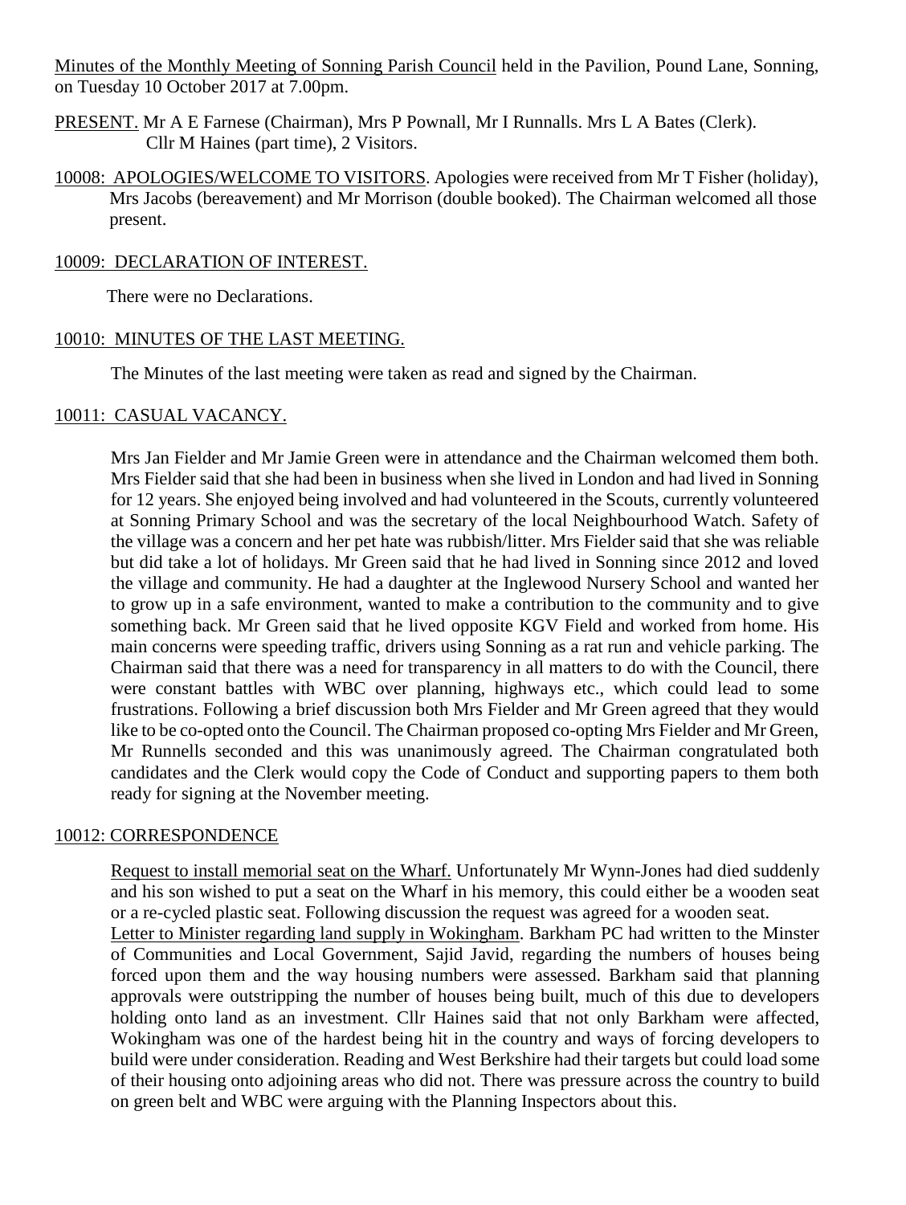Minutes of the Monthly Meeting of Sonning Parish Council held in the Pavilion, Pound Lane, Sonning, on Tuesday 10 October 2017 at 7.00pm.

PRESENT. Mr A E Farnese (Chairman), Mrs P Pownall, Mr I Runnalls. Mrs L A Bates (Clerk). Cllr M Haines (part time), 2 Visitors.

10008: APOLOGIES/WELCOME TO VISITORS. Apologies were received from Mr T Fisher (holiday), Mrs Jacobs (bereavement) and Mr Morrison (double booked). The Chairman welcomed all those present.

## 10009: DECLARATION OF INTEREST.

There were no Declarations.

## 10010: MINUTES OF THE LAST MEETING.

The Minutes of the last meeting were taken as read and signed by the Chairman.

## 10011: CASUAL VACANCY.

Mrs Jan Fielder and Mr Jamie Green were in attendance and the Chairman welcomed them both. Mrs Fielder said that she had been in business when she lived in London and had lived in Sonning for 12 years. She enjoyed being involved and had volunteered in the Scouts, currently volunteered at Sonning Primary School and was the secretary of the local Neighbourhood Watch. Safety of the village was a concern and her pet hate was rubbish/litter. Mrs Fielder said that she was reliable but did take a lot of holidays. Mr Green said that he had lived in Sonning since 2012 and loved the village and community. He had a daughter at the Inglewood Nursery School and wanted her to grow up in a safe environment, wanted to make a contribution to the community and to give something back. Mr Green said that he lived opposite KGV Field and worked from home. His main concerns were speeding traffic, drivers using Sonning as a rat run and vehicle parking. The Chairman said that there was a need for transparency in all matters to do with the Council, there were constant battles with WBC over planning, highways etc., which could lead to some frustrations. Following a brief discussion both Mrs Fielder and Mr Green agreed that they would like to be co-opted onto the Council. The Chairman proposed co-opting Mrs Fielder and Mr Green, Mr Runnells seconded and this was unanimously agreed. The Chairman congratulated both candidates and the Clerk would copy the Code of Conduct and supporting papers to them both ready for signing at the November meeting.

## 10012: CORRESPONDENCE

Request to install memorial seat on the Wharf. Unfortunately Mr Wynn-Jones had died suddenly and his son wished to put a seat on the Wharf in his memory, this could either be a wooden seat or a re-cycled plastic seat. Following discussion the request was agreed for a wooden seat.

Letter to Minister regarding land supply in Wokingham. Barkham PC had written to the Minster of Communities and Local Government, Sajid Javid, regarding the numbers of houses being forced upon them and the way housing numbers were assessed. Barkham said that planning approvals were outstripping the number of houses being built, much of this due to developers holding onto land as an investment. Cllr Haines said that not only Barkham were affected, Wokingham was one of the hardest being hit in the country and ways of forcing developers to build were under consideration. Reading and West Berkshire had their targets but could load some of their housing onto adjoining areas who did not. There was pressure across the country to build on green belt and WBC were arguing with the Planning Inspectors about this.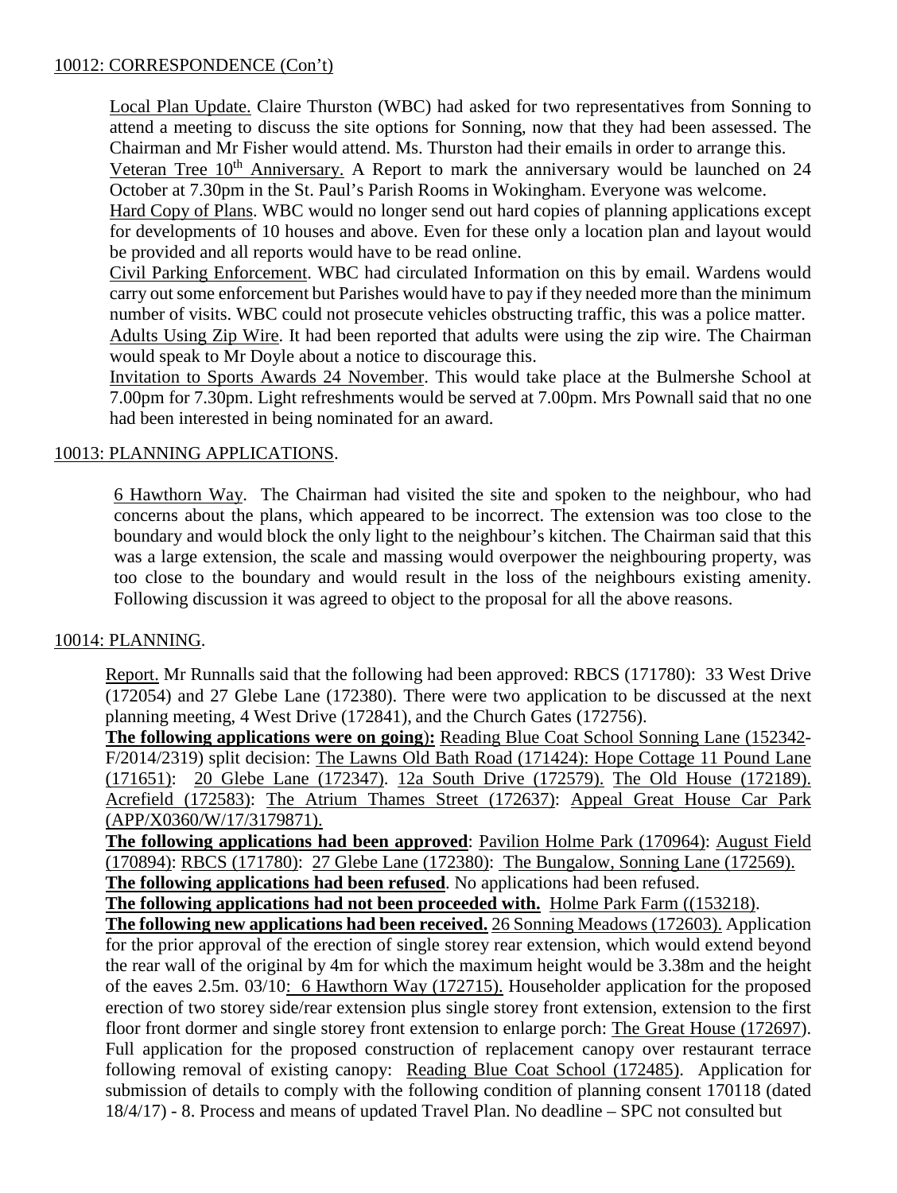10012: CORRESPONDENCE (Con't)

Local Plan Update. Claire Thurston (WBC) had asked for two representatives from Sonning to attend a meeting to discuss the site options for Sonning, now that they had been assessed. The Chairman and Mr Fisher would attend. Ms. Thurston had their emails in order to arrange this.

Veteran Tree 10th Anniversary. A Report to mark the anniversary would be launched on 24 October at 7.30pm in the St. Paul's Parish Rooms in Wokingham. Everyone was welcome.

Hard Copy of Plans. WBC would no longer send out hard copies of planning applications except for developments of 10 houses and above. Even for these only a location plan and layout would be provided and all reports would have to be read online.

Civil Parking Enforcement. WBC had circulated Information on this by email. Wardens would carry out some enforcement but Parishes would have to pay if they needed more than the minimum number of visits. WBC could not prosecute vehicles obstructing traffic, this was a police matter.

Adults Using Zip Wire. It had been reported that adults were using the zip wire. The Chairman would speak to Mr Doyle about a notice to discourage this.

Invitation to Sports Awards 24 November. This would take place at the Bulmershe School at 7.00pm for 7.30pm. Light refreshments would be served at 7.00pm. Mrs Pownall said that no one had been interested in being nominated for an award.

10013: PLANNING APPLICATIONS.

6 Hawthorn Way. The Chairman had visited the site and spoken to the neighbour, who had concerns about the plans, which appeared to be incorrect. The extension was too close to the boundary and would block the only light to the neighbour's kitchen. The Chairman said that this was a large extension, the scale and massing would overpower the neighbouring property, was too close to the boundary and would result in the loss of the neighbours existing amenity. Following discussion it was agreed to object to the proposal for all the above reasons.

10014: PLANNING.

Report. Mr Runnalls said that the following had been approved: RBCS (171780): 33 West Drive (172054) and 27 Glebe Lane (172380). There were two application to be discussed at the next planning meeting, 4 West Drive (172841), and the Church Gates (172756).

**The following applications were on going):** Reading Blue Coat School Sonning Lane (152342-F/2014/2319) split decision: The Lawns Old Bath Road (171424): Hope Cottage 11 Pound Lane (171651): 20 Glebe Lane (172347). 12a South Drive (172579). The Old House (172189). Acrefield (172583): The Atrium Thames Street (172637): Appeal Great House Car Park (APP/X0360/W/17/3179871).

**The following applications had been approved**: Pavilion Holme Park (170964): August Field (170894): RBCS (171780): 27 Glebe Lane (172380): The Bungalow, Sonning Lane (172569).

**The following applications had been refused**. No applications had been refused.

**The following applications had not been proceeded with.** Holme Park Farm ((153218).

**The following new applications had been received.** 26 Sonning Meadows (172603). Application for the prior approval of the erection of single storey rear extension, which would extend beyond the rear wall of the original by 4m for which the maximum height would be 3.38m and the height of the eaves 2.5m. 03/10: 6 Hawthorn Way (172715). Householder application for the proposed erection of two storey side/rear extension plus single storey front extension, extension to the first floor front dormer and single storey front extension to enlarge porch: The Great House (172697). Full application for the proposed construction of replacement canopy over restaurant terrace following removal of existing canopy: Reading Blue Coat School (172485). Application for submission of details to comply with the following condition of planning consent 170118 (dated 18/4/17) - 8. Process and means of updated Travel Plan. No deadline – SPC not consulted but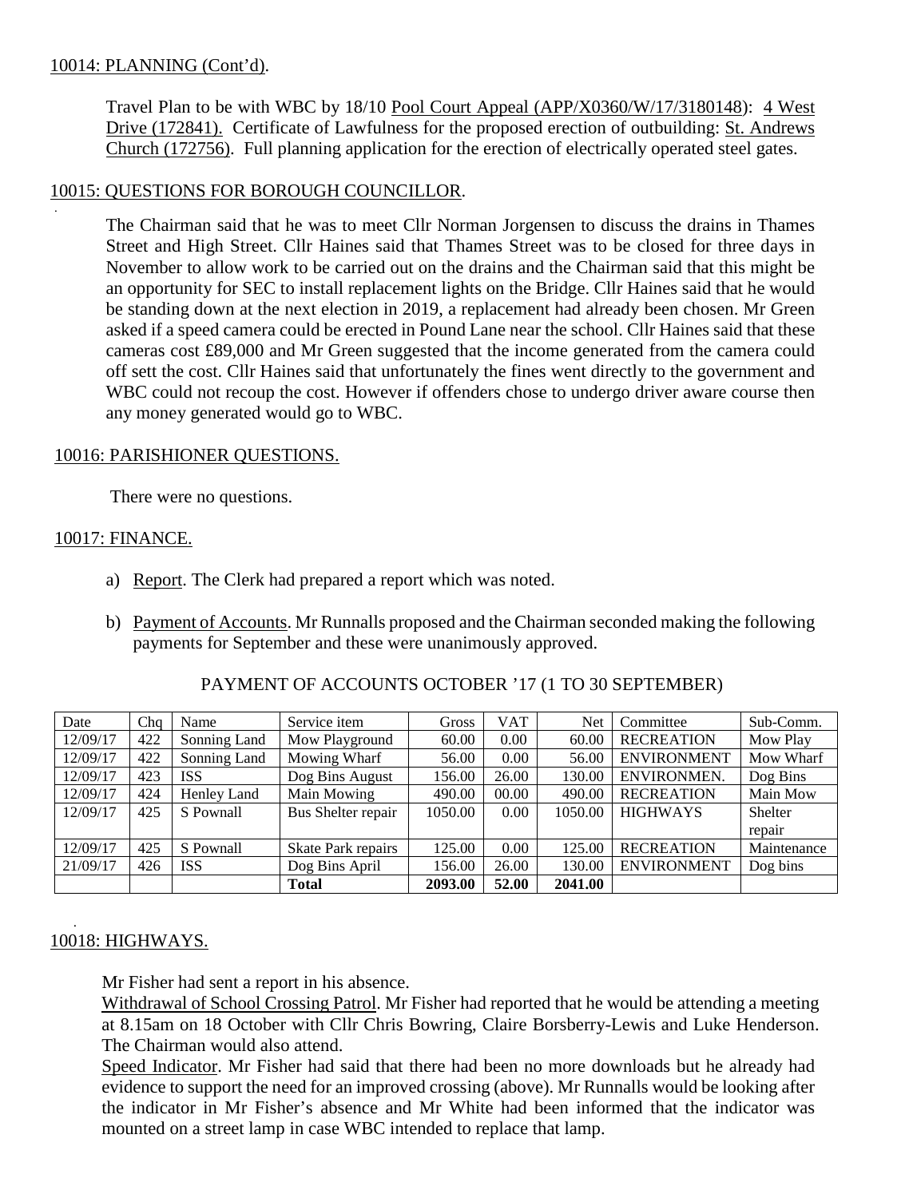10014: PLANNING (Cont'd).

Travel Plan to be with WBC by 18/10 Pool Court Appeal (APP/X0360/W/17/3180148): 4 West Drive (172841). Certificate of Lawfulness for the proposed erection of outbuilding: St. Andrews Church (172756). Full planning application for the erection of electrically operated steel gates.

10015: QUESTIONS FOR BOROUGH COUNCILLOR.

The Chairman said that he was to meet Cllr Norman Jorgensen to discuss the drains in Thames Street and High Street. Cllr Haines said that Thames Street was to be closed for three days in November to allow work to be carried out on the drains and the Chairman said that this might be an opportunity for SEC to install replacement lights on the Bridge. Cllr Haines said that he would be standing down at the next election in 2019, a replacement had already been chosen. Mr Green asked if a speed camera could be erected in Pound Lane near the school. Cllr Haines said that these cameras cost £89,000 and Mr Green suggested that the income generated from the camera could off sett the cost. Cllr Haines said that unfortunately the fines went directly to the government and WBC could not recoup the cost. However if offenders chose to undergo driver aware course then any money generated would go to WBC.

10016: PARISHIONER QUESTIONS.

There were no questions.

10017: FINANCE.

a) Report. The Clerk had prepared a report which was noted.

b) Payment of Accounts. Mr Runnalls proposed and the Chairman seconded making the following payments for September and these were unanimously approved.

PAYMENT OF ACCOUNTS OCTOBER '17 (1 TO 30 SEPTEMBER)

| Date | Chq | Name | Service item | Gross | VAT | Net | Committee | Sub-Comm. |
|---|---|---|---|---|---|---|---|---|
| 12/09/17 | 422 | Sonning Land | Mow Playground | 60.00 | 0.00 | 60.00 | RECREATION | Mow Play |
| 12/09/17 | 422 | Sonning Land | Mowing Wharf | 56.00 | 0.00 | 56.00 | ENVIRONMENT | Mow Wharf |
| 12/09/17 | 423 | ISS | Dog Bins August | 156.00 | 26.00 | 130.00 | ENVIRONMEN. | Dog Bins |
| 12/09/17 | 424 | Henley Land | Main Mowing | 490.00 | 00.00 | 490.00 | RECREATION | Main Mow |
| 12/09/17 | 425 | S Pownall | Bus Shelter repair | 1050.00 | 0.00 | 1050.00 | HIGHWAYS | Shelter repair |
| 12/09/17 | 425 | S Pownall | Skate Park repairs | 125.00 | 0.00 | 125.00 | RECREATION | Maintenance |
| 21/09/17 | 426 | ISS | Dog Bins April | 156.00 | 26.00 | 130.00 | ENVIRONMENT | Dog bins |
| | | | **Total** | **2093.00** | **52.00** | **2041.00** | | |

10018: HIGHWAYS.

Mr Fisher had sent a report in his absence.

Withdrawal of School Crossing Patrol. Mr Fisher had reported that he would be attending a meeting at 8.15am on 18 October with Cllr Chris Bowring, Claire Borsberry-Lewis and Luke Henderson. The Chairman would also attend.

Speed Indicator. Mr Fisher had said that there had been no more downloads but he already had evidence to support the need for an improved crossing (above). Mr Runnalls would be looking after the indicator in Mr Fisher's absence and Mr White had been informed that the indicator was mounted on a street lamp in case WBC intended to replace that lamp.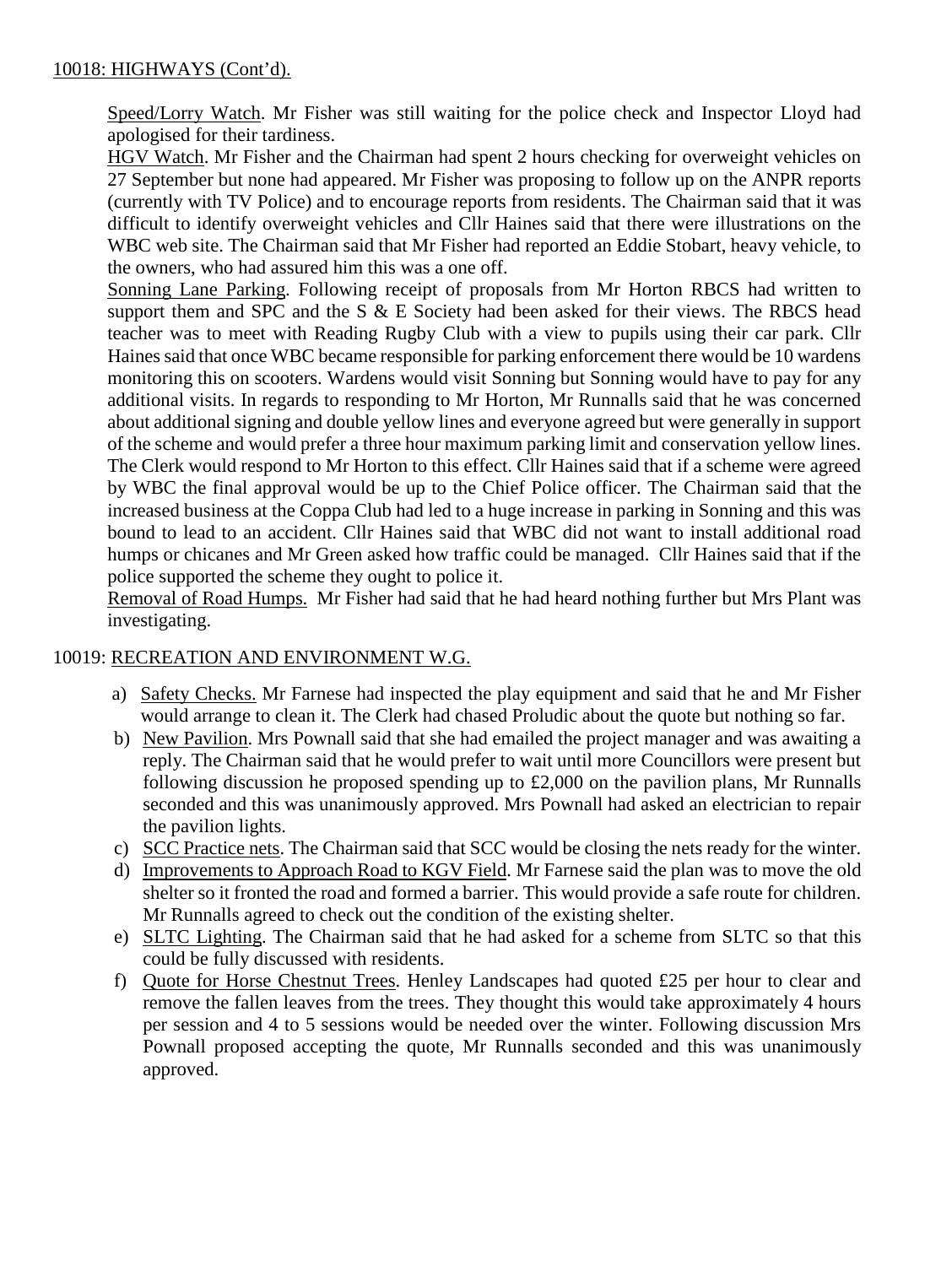10018: HIGHWAYS (Cont'd).

Speed/Lorry Watch. Mr Fisher was still waiting for the police check and Inspector Lloyd had apologised for their tardiness.

HGV Watch. Mr Fisher and the Chairman had spent 2 hours checking for overweight vehicles on 27 September but none had appeared. Mr Fisher was proposing to follow up on the ANPR reports (currently with TV Police) and to encourage reports from residents. The Chairman said that it was difficult to identify overweight vehicles and Cllr Haines said that there were illustrations on the WBC web site. The Chairman said that Mr Fisher had reported an Eddie Stobart, heavy vehicle, to the owners, who had assured him this was a one off.

Sonning Lane Parking. Following receipt of proposals from Mr Horton RBCS had written to support them and SPC and the S & E Society had been asked for their views. The RBCS head teacher was to meet with Reading Rugby Club with a view to pupils using their car park. Cllr Haines said that once WBC became responsible for parking enforcement there would be 10 wardens monitoring this on scooters. Wardens would visit Sonning but Sonning would have to pay for any additional visits. In regards to responding to Mr Horton, Mr Runnalls said that he was concerned about additional signing and double yellow lines and everyone agreed but were generally in support of the scheme and would prefer a three hour maximum parking limit and conservation yellow lines. The Clerk would respond to Mr Horton to this effect. Cllr Haines said that if a scheme were agreed by WBC the final approval would be up to the Chief Police officer. The Chairman said that the increased business at the Coppa Club had led to a huge increase in parking in Sonning and this was bound to lead to an accident. Cllr Haines said that WBC did not want to install additional road humps or chicanes and Mr Green asked how traffic could be managed. Cllr Haines said that if the police supported the scheme they ought to police it.

Removal of Road Humps. Mr Fisher had said that he had heard nothing further but Mrs Plant was investigating.

10019: RECREATION AND ENVIRONMENT W.G.

a) Safety Checks. Mr Farnese had inspected the play equipment and said that he and Mr Fisher would arrange to clean it. The Clerk had chased Proludic about the quote but nothing so far.
b) New Pavilion. Mrs Pownall said that she had emailed the project manager and was awaiting a reply. The Chairman said that he would prefer to wait until more Councillors were present but following discussion he proposed spending up to £2,000 on the pavilion plans, Mr Runnalls seconded and this was unanimously approved. Mrs Pownall had asked an electrician to repair the pavilion lights.
c) SCC Practice nets. The Chairman said that SCC would be closing the nets ready for the winter.
d) Improvements to Approach Road to KGV Field. Mr Farnese said the plan was to move the old shelter so it fronted the road and formed a barrier. This would provide a safe route for children. Mr Runnalls agreed to check out the condition of the existing shelter.
e) SLTC Lighting. The Chairman said that he had asked for a scheme from SLTC so that this could be fully discussed with residents.
f) Quote for Horse Chestnut Trees. Henley Landscapes had quoted £25 per hour to clear and remove the fallen leaves from the trees. They thought this would take approximately 4 hours per session and 4 to 5 sessions would be needed over the winter. Following discussion Mrs Pownall proposed accepting the quote, Mr Runnalls seconded and this was unanimously approved.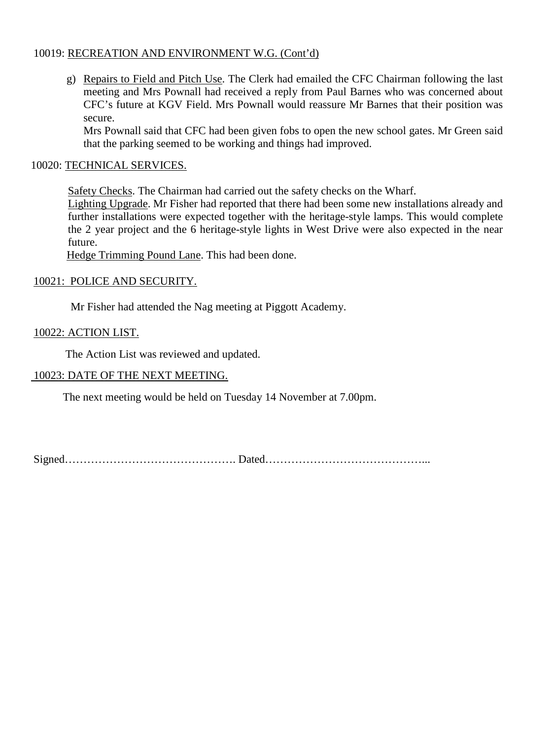10019: <u>RECREATION AND ENVIRONMENT W.G. (Cont'd)</u>

g) <u>Repairs to Field and Pitch Use</u>. The Clerk had emailed the CFC Chairman following the last meeting and Mrs Pownall had received a reply from Paul Barnes who was concerned about CFC's future at KGV Field. Mrs Pownall would reassure Mr Barnes that their position was secure.
Mrs Pownall said that CFC had been given fobs to open the new school gates. Mr Green said that the parking seemed to be working and things had improved.

10020: <u>TECHNICAL SERVICES.</u>

<u>Safety Checks</u>. The Chairman had carried out the safety checks on the Wharf.
<u>Lighting Upgrade</u>. Mr Fisher had reported that there had been some new installations already and further installations were expected together with the heritage-style lamps. This would complete the 2 year project and the 6 heritage-style lights in West Drive were also expected in the near future.
<u>Hedge Trimming Pound Lane</u>. This had been done.

10021: <u>POLICE AND SECURITY.</u>

Mr Fisher had attended the Nag meeting at Piggott Academy.

10022: <u>ACTION LIST.</u>

The Action List was reviewed and updated.

10023: <u>DATE OF THE NEXT MEETING.</u>

The next meeting would be held on Tuesday 14 November at 7.00pm.

Signed………………………………………. Dated……………………………………...